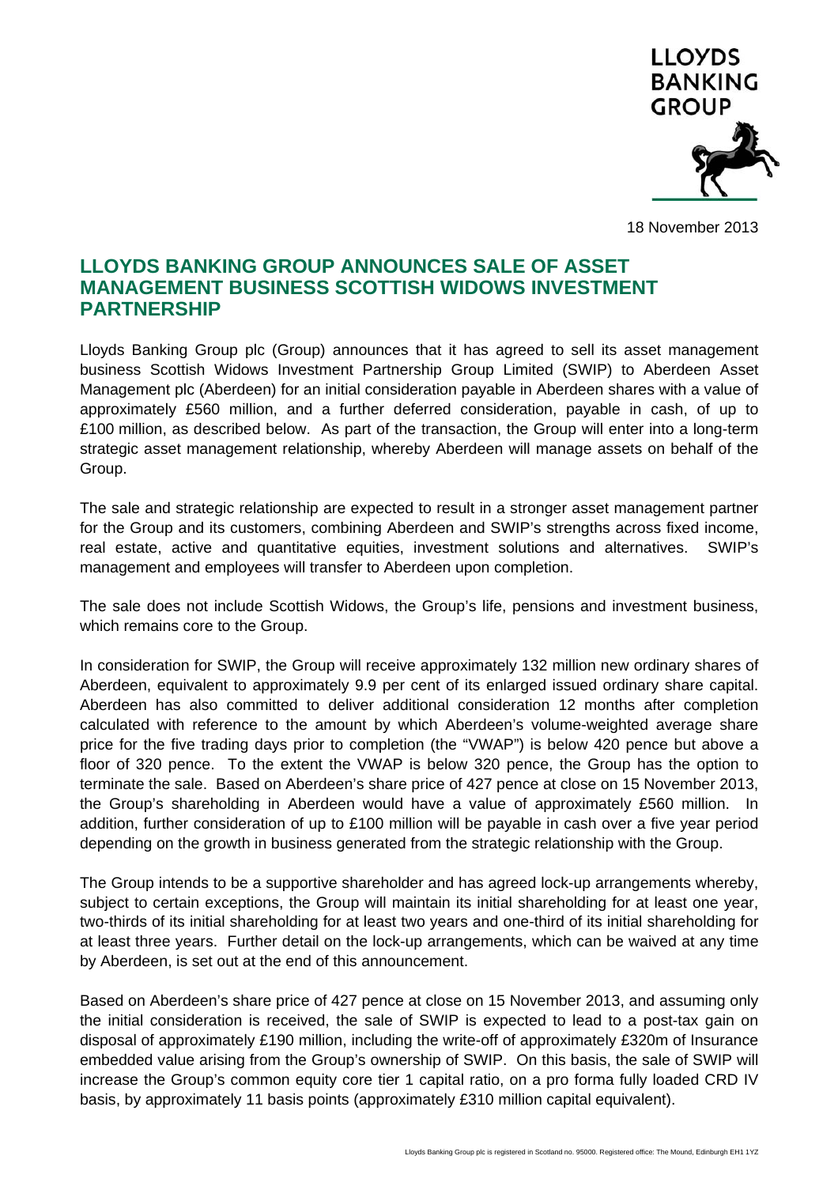18 November 2013

# LLOYDS BANKING GROUP ANNOUNCES SALE OF ASSET MANAGEMENT BUSINESS SCOTTISH WIDOWS INVESTMENT PARTNERSHIP

Lloyds Banking Group plc (Group) announces that it has agreed to sell its asset management business Scottish Widows Investment Partnership Group Limited (SWIP) to Aberdeen Asset Management plc (Aberdeen) for an initial consideration payable in Aberdeen shares with a value of approximately £560 million, and a further deferred consideration, payable in cash, of up to £100 million, as described below. As part of the transaction, the Group will enter into a long-term strategic asset management relationship, whereby Aberdeen will manage assets on behalf of the Group.

The sale and strategic relationship are expected to result in a stronger asset management partner for the Group and its customers, combining Aberdeen and SWIP's strengths across fixed income, real estate, active and quantitative equities, investment solutions and alternatives. SWIP's management and employees will transfer to Aberdeen upon completion.

The sale does not include Scottish Widows, the Group's life, pensions and investment business, which remains core to the Group.

In consideration for SWIP, the Group will receive approximately 132 million new ordinary shares of Aberdeen, equivalent to approximately 9.9 per cent of its enlarged issued ordinary share capital. Aberdeen has also committed to deliver additional consideration 12 months after completion calculated with reference to the amount by which Aberdeen's volume-weighted average share price for the five trading days prior to completion (the "VWAP") is below 420 pence but above a floor of 320 pence. To the extent the VWAP is below 320 pence, the Group has the option to terminate the sale. Based on Aberdeen's share price of 427 pence at close on 15 November 2013, the Group's shareholding in Aberdeen would have a value of approximately £560 million. In addition, further consideration of up to £100 million will be payable in cash over a five year period depending on the growth in business generated from the strategic relationship with the Group.

The Group intends to be a supportive shareholder and has agreed lock-up arrangements whereby, subject to certain exceptions, the Group will maintain its initial shareholding for at least one year, two-thirds of its initial shareholding for at least two years and one-third of its initial shareholding for at least three years. Further detail on the lock-up arrangements, which can be waived at any time by Aberdeen, is set out at the end of this announcement.

Based on Aberdeen's share price of 427 pence at close on 15 November 2013, and assuming only the initial consideration is received, the sale of SWIP is expected to lead to a post-tax gain on disposal of approximately £190 million, including the write-off of approximately £320m of Insurance embedded value arising from the Group's ownership of SWIP. On this basis, the sale of SWIP will increase the Group's common equity core tier 1 capital ratio, on a pro forma fully loaded CRD IV basis, by approximately 11 basis points (approximately £310 million capital equivalent).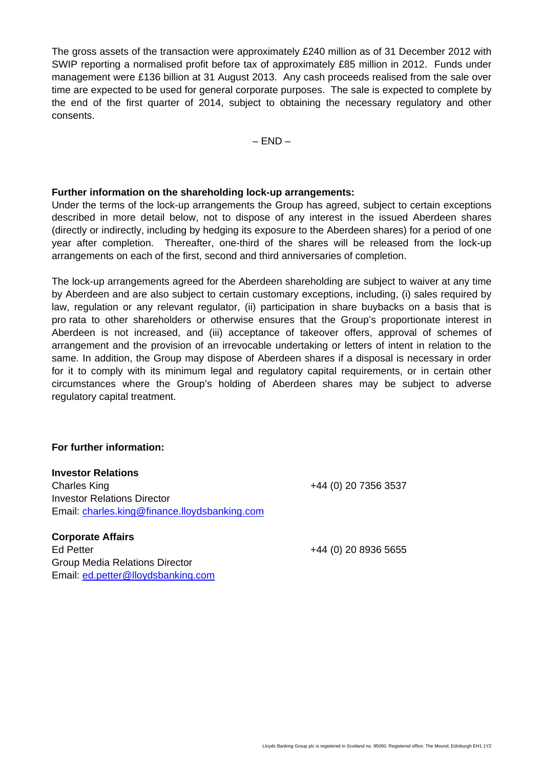The gross assets of the transaction were approximately £240 million as of 31 December 2012 with SWIP reporting a normalised profit before tax of approximately £85 million in 2012. Funds under management were £136 billion at 31 August 2013. Any cash proceeds realised from the sale over time are expected to be used for general corporate purposes. The sale is expected to complete by the end of the first quarter of 2014, subject to obtaining the necessary regulatory and other consents.

– END –

**Further information on the shareholding lock-up arrangements:**

Under the terms of the lock-up arrangements the Group has agreed, subject to certain exceptions described in more detail below, not to dispose of any interest in the issued Aberdeen shares (directly or indirectly, including by hedging its exposure to the Aberdeen shares) for a period of one year after completion. Thereafter, one-third of the shares will be released from the lock-up arrangements on each of the first, second and third anniversaries of completion.

The lock-up arrangements agreed for the Aberdeen shareholding are subject to waiver at any time by Aberdeen and are also subject to certain customary exceptions, including, (i) sales required by law, regulation or any relevant regulator, (ii) participation in share buybacks on a basis that is pro rata to other shareholders or otherwise ensures that the Group's proportionate interest in Aberdeen is not increased, and (iii) acceptance of takeover offers, approval of schemes of arrangement and the provision of an irrevocable undertaking or letters of intent in relation to the same. In addition, the Group may dispose of Aberdeen shares if a disposal is necessary in order for it to comply with its minimum legal and regulatory capital requirements, or in certain other circumstances where the Group's holding of Aberdeen shares may be subject to adverse regulatory capital treatment.

**For further information:**

**Investor Relations**
Charles King +44 (0) 20 7356 3537
Investor Relations Director
Email: charles.king@finance.lloydsbanking.com

**Corporate Affairs**
Ed Petter +44 (0) 20 8936 5655
Group Media Relations Director
Email: ed.petter@lloydsbanking.com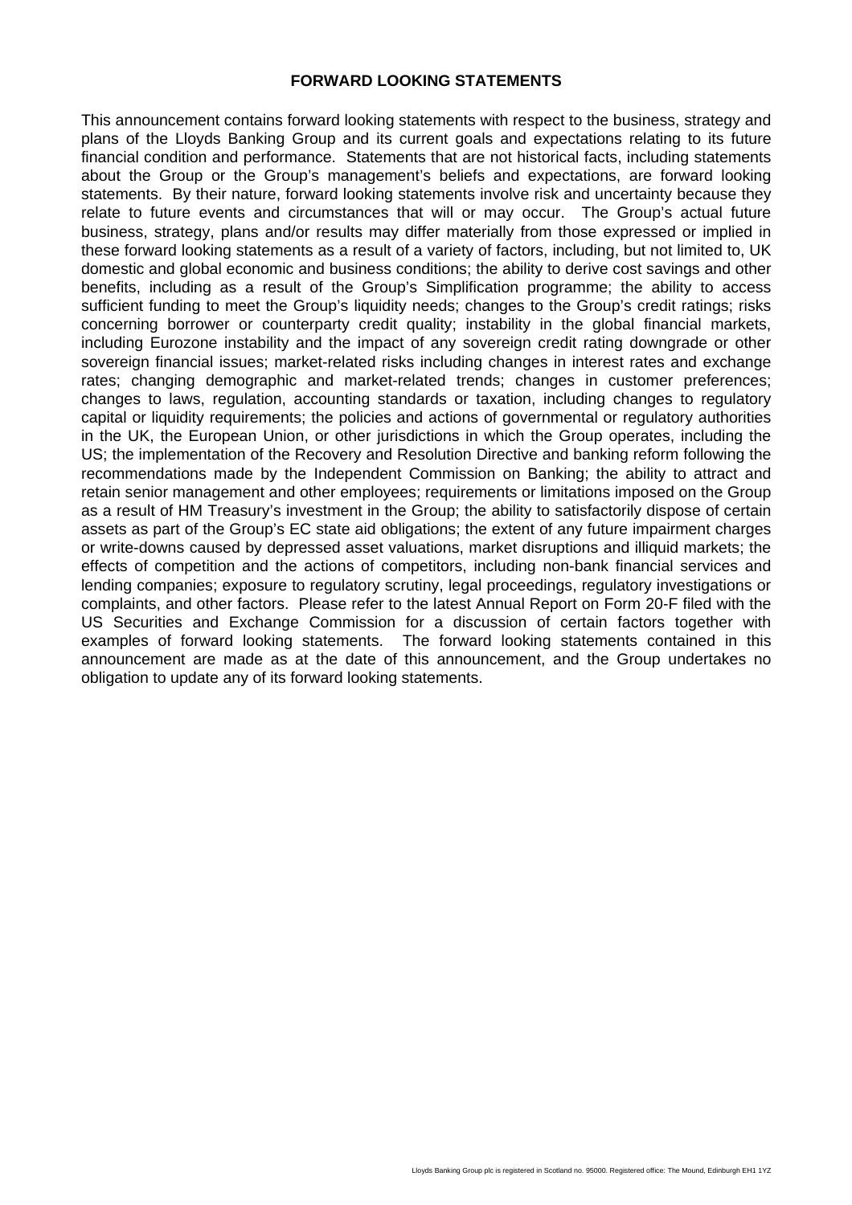## FORWARD LOOKING STATEMENTS

This announcement contains forward looking statements with respect to the business, strategy and plans of the Lloyds Banking Group and its current goals and expectations relating to its future financial condition and performance. Statements that are not historical facts, including statements about the Group or the Group's management's beliefs and expectations, are forward looking statements. By their nature, forward looking statements involve risk and uncertainty because they relate to future events and circumstances that will or may occur. The Group's actual future business, strategy, plans and/or results may differ materially from those expressed or implied in these forward looking statements as a result of a variety of factors, including, but not limited to, UK domestic and global economic and business conditions; the ability to derive cost savings and other benefits, including as a result of the Group's Simplification programme; the ability to access sufficient funding to meet the Group's liquidity needs; changes to the Group's credit ratings; risks concerning borrower or counterparty credit quality; instability in the global financial markets, including Eurozone instability and the impact of any sovereign credit rating downgrade or other sovereign financial issues; market-related risks including changes in interest rates and exchange rates; changing demographic and market-related trends; changes in customer preferences; changes to laws, regulation, accounting standards or taxation, including changes to regulatory capital or liquidity requirements; the policies and actions of governmental or regulatory authorities in the UK, the European Union, or other jurisdictions in which the Group operates, including the US; the implementation of the Recovery and Resolution Directive and banking reform following the recommendations made by the Independent Commission on Banking; the ability to attract and retain senior management and other employees; requirements or limitations imposed on the Group as a result of HM Treasury's investment in the Group; the ability to satisfactorily dispose of certain assets as part of the Group's EC state aid obligations; the extent of any future impairment charges or write-downs caused by depressed asset valuations, market disruptions and illiquid markets; the effects of competition and the actions of competitors, including non-bank financial services and lending companies; exposure to regulatory scrutiny, legal proceedings, regulatory investigations or complaints, and other factors. Please refer to the latest Annual Report on Form 20-F filed with the US Securities and Exchange Commission for a discussion of certain factors together with examples of forward looking statements. The forward looking statements contained in this announcement are made as at the date of this announcement, and the Group undertakes no obligation to update any of its forward looking statements.

Lloyds Banking Group plc is registered in Scotland no. 95000. Registered office: The Mound, Edinburgh EH1 1YZ